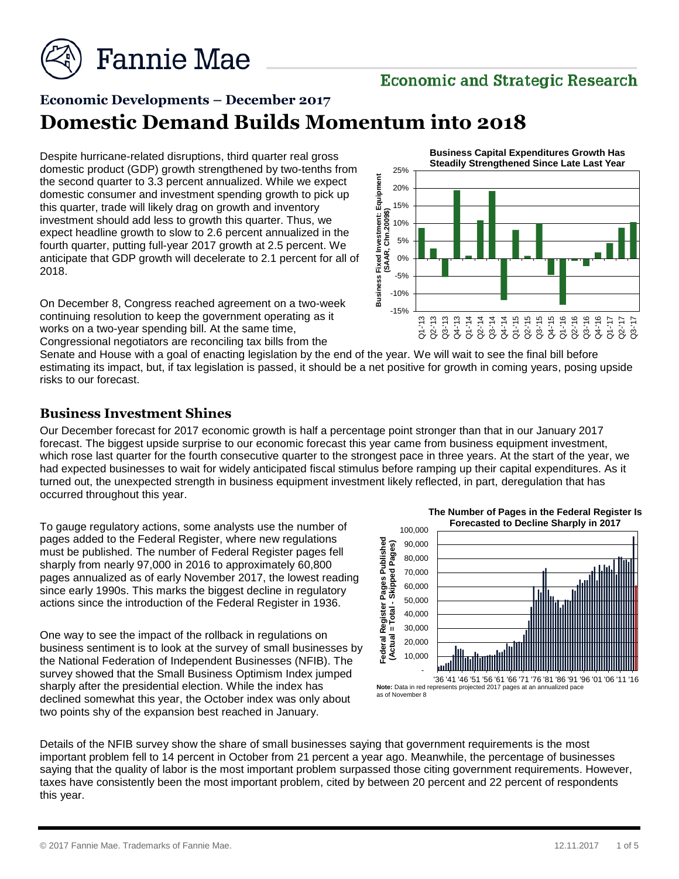# Economic Developments – December 2017

# Domestic Demand Builds Momentum into 2018

Despite hurricane-related disruptions, third quarter real gross domestic product (GDP) growth strengthened by two-tenths from the second quarter to 3.3 percent annualized. While we expect domestic consumer and investment spending growth to pick up this quarter, trade will likely drag on growth and inventory investment should add less to growth this quarter. Thus, we expect headline growth to slow to 2.6 percent annualized in the fourth quarter, putting full-year 2017 growth at 2.5 percent. We anticipate that GDP growth will decelerate to 2.1 percent for all of 2018.

**Business Capital Expenditures Growth Has Steadily Strengthened Since Late Last Year**

On December 8, Congress reached agreement on a two-week continuing resolution to keep the government operating as it works on a two-year spending bill. At the same time, Congressional negotiators are reconciling tax bills from the Senate and House with a goal of enacting legislation by the end of the year. We will wait to see the final bill before estimating its impact, but, if tax legislation is passed, it should be a net positive for growth in coming years, posing upside risks to our forecast.

## Business Investment Shines

Our December forecast for 2017 economic growth is half a percentage point stronger than that in our January 2017 forecast. The biggest upside surprise to our economic forecast this year came from business equipment investment, which rose last quarter for the fourth consecutive quarter to the strongest pace in three years. At the start of the year, we had expected businesses to wait for widely anticipated fiscal stimulus before ramping up their capital expenditures. As it turned out, the unexpected strength in business equipment investment likely reflected, in part, deregulation that has occurred throughout this year.

To gauge regulatory actions, some analysts use the number of pages added to the Federal Register, where new regulations must be published. The number of Federal Register pages fell sharply from nearly 97,000 in 2016 to approximately 60,800 pages annualized as of early November 2017, the lowest reading since early 1990s. This marks the biggest decline in regulatory actions since the introduction of the Federal Register in 1936.

**The Number of Pages in the Federal Register Is Forecasted to Decline Sharply in 2017**

**Note:** Data in red represents projected 2017 pages at an annualized pace as of November 8

One way to see the impact of the rollback in regulations on business sentiment is to look at the survey of small businesses by the National Federation of Independent Businesses (NFIB). The survey showed that the Small Business Optimism Index jumped sharply after the presidential election. While the index has declined somewhat this year, the October index was only about two points shy of the expansion best reached in January.

Details of the NFIB survey show the share of small businesses saying that government requirements is the most important problem fell to 14 percent in October from 21 percent a year ago. Meanwhile, the percentage of businesses saying that the quality of labor is the most important problem surpassed those citing government requirements. However, taxes have consistently been the most important problem, cited by between 20 percent and 22 percent of respondents this year.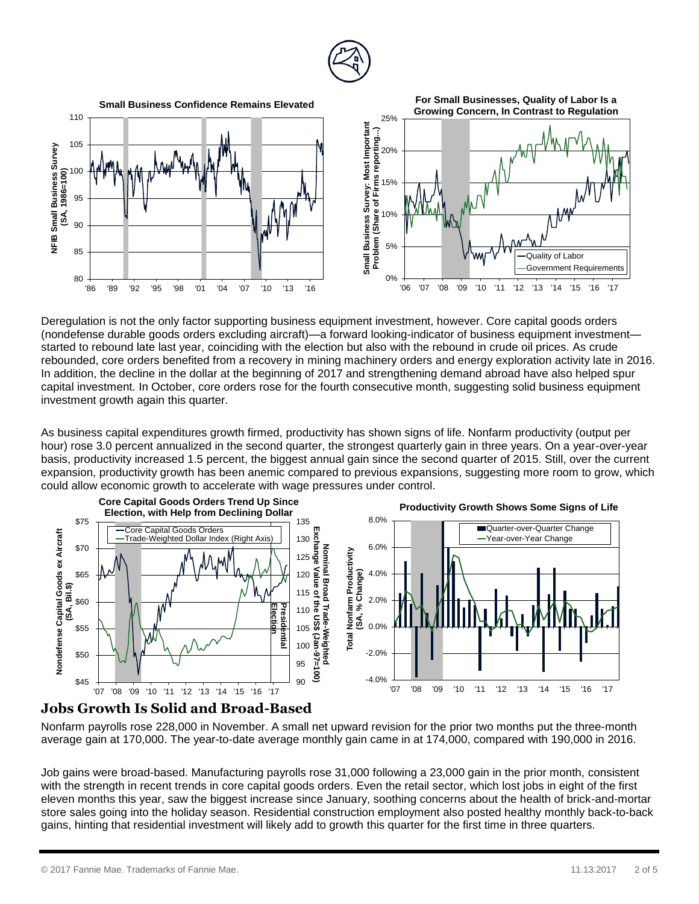**Small Business Confidence Remains Elevated**

**For Small Businesses, Quality of Labor Is a Growing Concern, In Contrast to Regulation**

Deregulation is not the only factor supporting business equipment investment, however. Core capital goods orders (nondefense durable goods orders excluding aircraft)—a forward looking-indicator of business equipment investment—started to rebound late last year, coinciding with the election but also with the rebound in crude oil prices. As crude rebounded, core orders benefited from a recovery in mining machinery orders and energy exploration activity late in 2016. In addition, the decline in the dollar at the beginning of 2017 and strengthening demand abroad have also helped spur capital investment. In October, core orders rose for the fourth consecutive month, suggesting solid business equipment investment growth again this quarter.

As business capital expenditures growth firmed, productivity has shown signs of life. Nonfarm productivity (output per hour) rose 3.0 percent annualized in the second quarter, the strongest quarterly gain in three years. On a year-over-year basis, productivity increased 1.5 percent, the biggest annual gain since the second quarter of 2015. Still, over the current expansion, productivity growth has been anemic compared to previous expansions, suggesting more room to grow, which could allow economic growth to accelerate with wage pressures under control.

**Core Capital Goods Orders Trend Up Since Election, with Help from Declining Dollar**

**Productivity Growth Shows Some Signs of Life**

## Jobs Growth Is Solid and Broad-Based

Nonfarm payrolls rose 228,000 in November. A small net upward revision for the prior two months put the three-month average gain at 170,000. The year-to-date average monthly gain came in at 174,000, compared with 190,000 in 2016.

Job gains were broad-based. Manufacturing payrolls rose 31,000 following a 23,000 gain in the prior month, consistent with the strength in recent trends in core capital goods orders. Even the retail sector, which lost jobs in eight of the first eleven months this year, saw the biggest increase since January, soothing concerns about the health of brick-and-mortar store sales going into the holiday season. Residential construction employment also posted healthy monthly back-to-back gains, hinting that residential investment will likely add to growth this quarter for the first time in three quarters.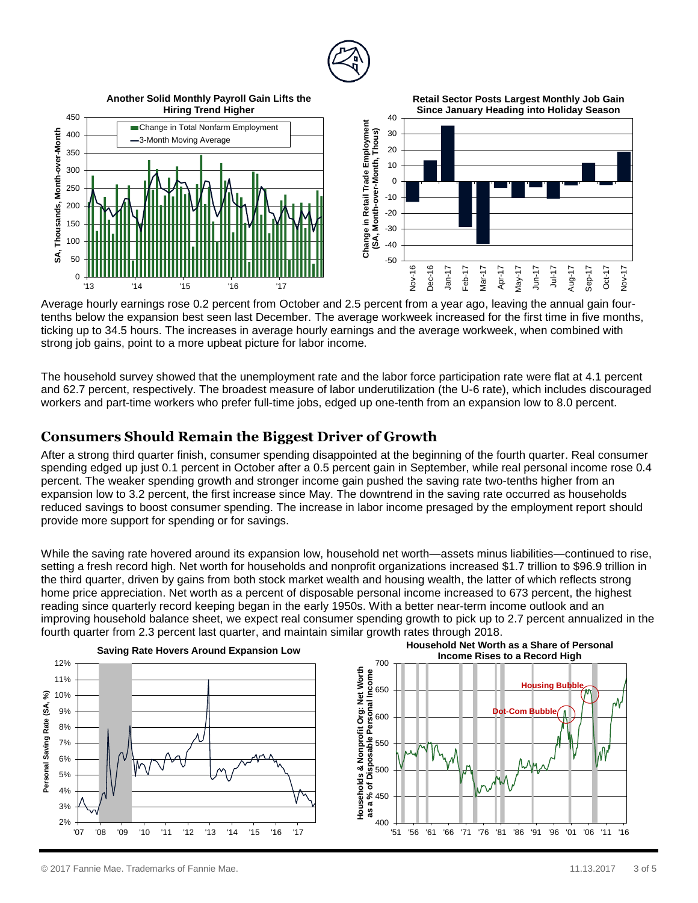**Another Solid Monthly Payroll Gain Lifts the Hiring Trend Higher**

**Retail Sector Posts Largest Monthly Job Gain Since January Heading into Holiday Season**

Average hourly earnings rose 0.2 percent from October and 2.5 percent from a year ago, leaving the annual gain four-tenths below the expansion best seen last December. The average workweek increased for the first time in five months, ticking up to 34.5 hours. The increases in average hourly earnings and the average workweek, when combined with strong job gains, point to a more upbeat picture for labor income.

The household survey showed that the unemployment rate and the labor force participation rate were flat at 4.1 percent and 62.7 percent, respectively. The broadest measure of labor underutilization (the U-6 rate), which includes discouraged workers and part-time workers who prefer full-time jobs, edged up one-tenth from an expansion low to 8.0 percent.

## Consumers Should Remain the Biggest Driver of Growth

After a strong third quarter finish, consumer spending disappointed at the beginning of the fourth quarter. Real consumer spending edged up just 0.1 percent in October after a 0.5 percent gain in September, while real personal income rose 0.4 percent. The weaker spending growth and stronger income gain pushed the saving rate two-tenths higher from an expansion low to 3.2 percent, the first increase since May. The downtrend in the saving rate occurred as households reduced savings to boost consumer spending. The increase in labor income presaged by the employment report should provide more support for spending or for savings.

While the saving rate hovered around its expansion low, household net worth—assets minus liabilities—continued to rise, setting a fresh record high. Net worth for households and nonprofit organizations increased $1.7 trillion to $96.9 trillion in the third quarter, driven by gains from both stock market wealth and housing wealth, the latter of which reflects strong home price appreciation. Net worth as a percent of disposable personal income increased to 673 percent, the highest reading since quarterly record keeping began in the early 1950s. With a better near-term income outlook and an improving household balance sheet, we expect real consumer spending growth to pick up to 2.7 percent annualized in the fourth quarter from 2.3 percent last quarter, and maintain similar growth rates through 2018.

**Saving Rate Hovers Around Expansion Low**

**Household Net Worth as a Share of Personal Income Rises to a Record High**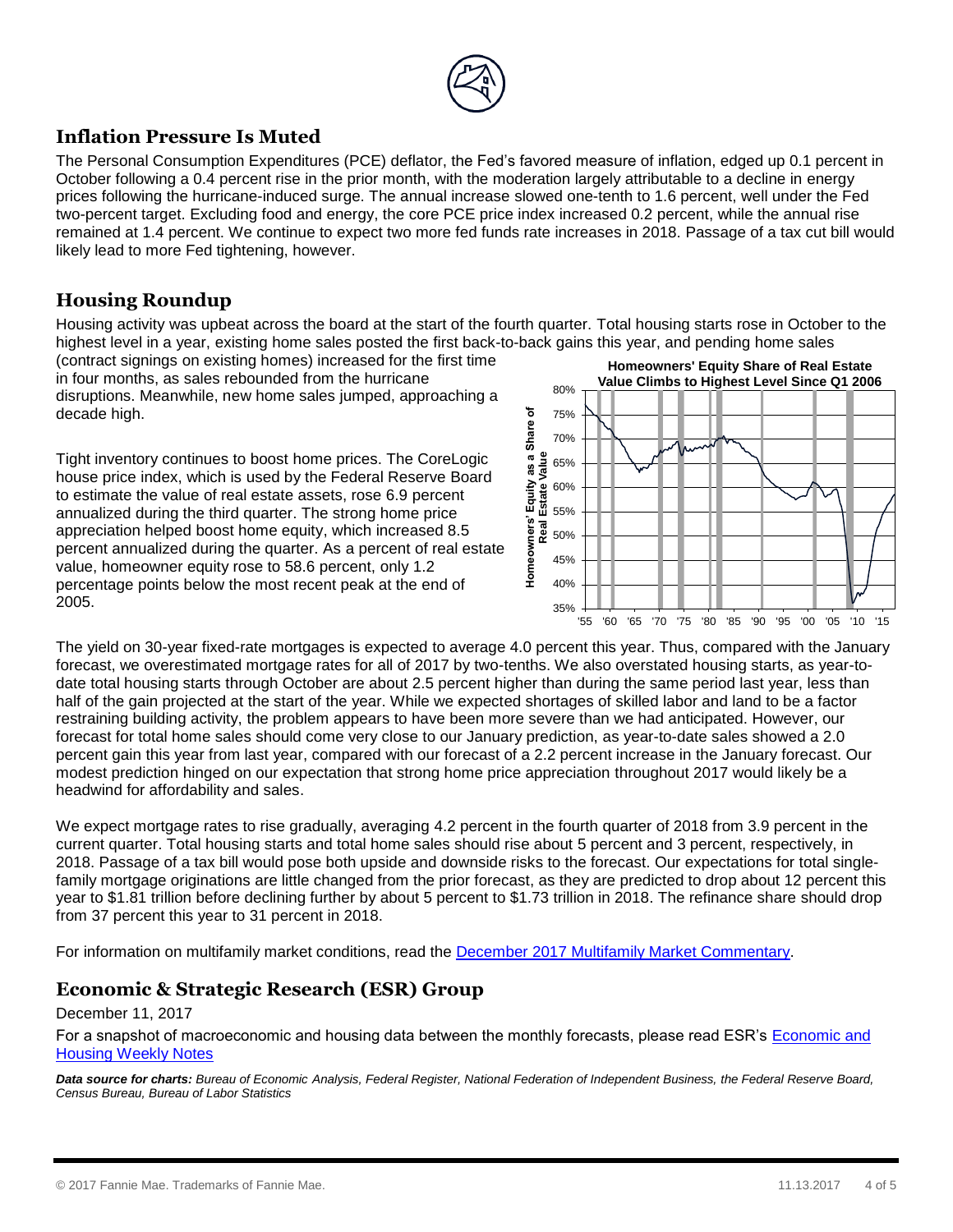## Inflation Pressure Is Muted

The Personal Consumption Expenditures (PCE) deflator, the Fed's favored measure of inflation, edged up 0.1 percent in October following a 0.4 percent rise in the prior month, with the moderation largely attributable to a decline in energy prices following the hurricane-induced surge. The annual increase slowed one-tenth to 1.6 percent, well under the Fed two-percent target. Excluding food and energy, the core PCE price index increased 0.2 percent, while the annual rise remained at 1.4 percent. We continue to expect two more fed funds rate increases in 2018. Passage of a tax cut bill would likely lead to more Fed tightening, however.

## Housing Roundup

Housing activity was upbeat across the board at the start of the fourth quarter. Total housing starts rose in October to the highest level in a year, existing home sales posted the first back-to-back gains this year, and pending home sales (contract signings on existing homes) increased for the first time in four months, as sales rebounded from the hurricane disruptions. Meanwhile, new home sales jumped, approaching a decade high.

Tight inventory continues to boost home prices. The CoreLogic house price index, which is used by the Federal Reserve Board to estimate the value of real estate assets, rose 6.9 percent annualized during the third quarter. The strong home price appreciation helped boost home equity, which increased 8.5 percent annualized during the quarter. As a percent of real estate value, homeowner equity rose to 58.6 percent, only 1.2 percentage points below the most recent peak at the end of 2005.

**Homeowners' Equity Share of Real Estate Value Climbs to Highest Level Since Q1 2006**

The yield on 30-year fixed-rate mortgages is expected to average 4.0 percent this year. Thus, compared with the January forecast, we overestimated mortgage rates for all of 2017 by two-tenths. We also overstated housing starts, as year-to-date total housing starts through October are about 2.5 percent higher than during the same period last year, less than half of the gain projected at the start of the year. While we expected shortages of skilled labor and land to be a factor restraining building activity, the problem appears to have been more severe than we had anticipated. However, our forecast for total home sales should come very close to our January prediction, as year-to-date sales showed a 2.0 percent gain this year from last year, compared with our forecast of a 2.2 percent increase in the January forecast. Our modest prediction hinged on our expectation that strong home price appreciation throughout 2017 would likely be a headwind for affordability and sales.

We expect mortgage rates to rise gradually, averaging 4.2 percent in the fourth quarter of 2018 from 3.9 percent in the current quarter. Total housing starts and total home sales should rise about 5 percent and 3 percent, respectively, in 2018. Passage of a tax bill would pose both upside and downside risks to the forecast. Our expectations for total single-family mortgage originations are little changed from the prior forecast, as they are predicted to drop about 12 percent this year to $1.81 trillion before declining further by about 5 percent to $1.73 trillion in 2018. The refinance share should drop from 37 percent this year to 31 percent in 2018.

For information on multifamily market conditions, read the December 2017 Multifamily Market Commentary.

## Economic & Strategic Research (ESR) Group

December 11, 2017

For a snapshot of macroeconomic and housing data between the monthly forecasts, please read ESR's Economic and Housing Weekly Notes

***Data source for charts:** Bureau of Economic Analysis, Federal Register, National Federation of Independent Business, the Federal Reserve Board, Census Bureau, Bureau of Labor Statistics*

© 2017 Fannie Mae. Trademarks of Fannie Mae. 11.13.2017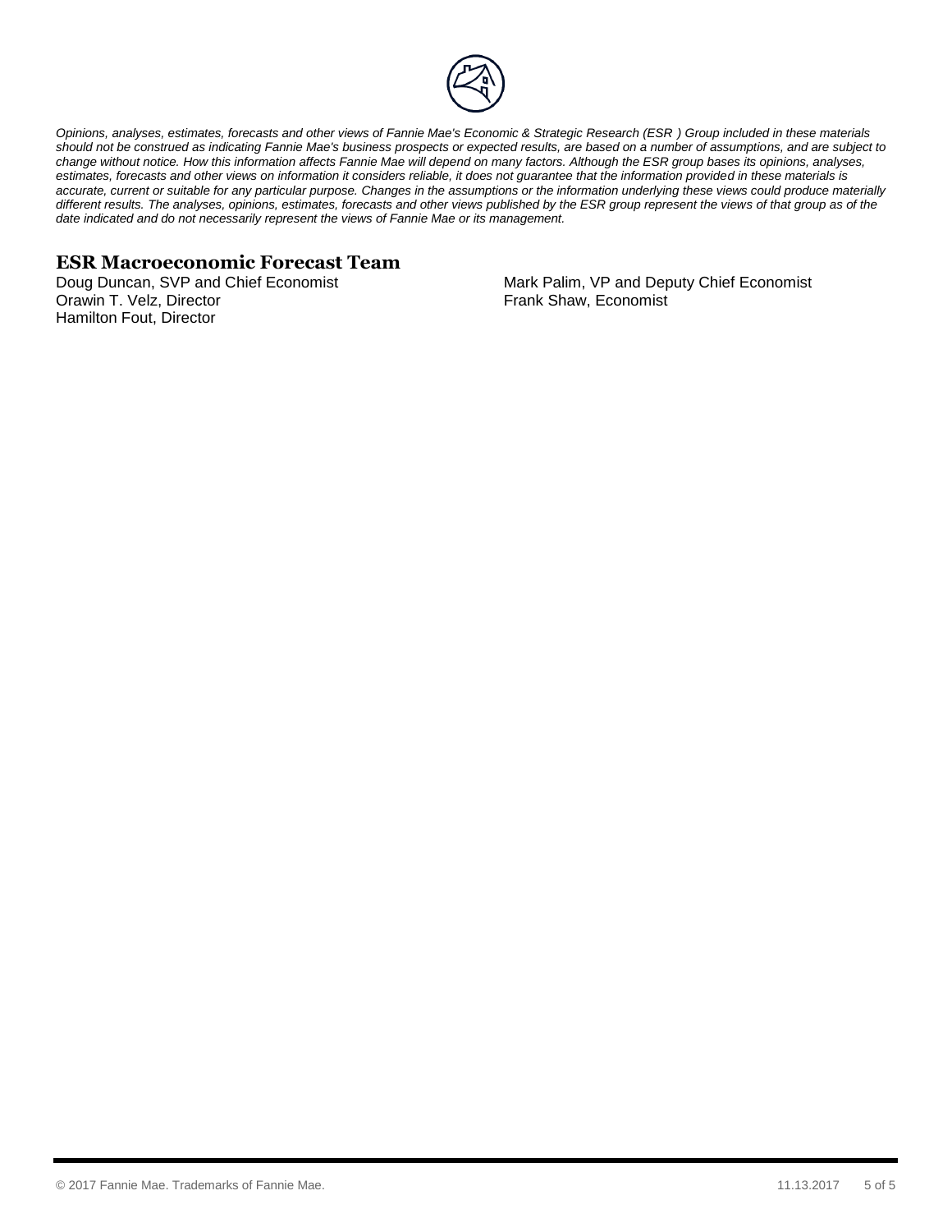*Opinions, analyses, estimates, forecasts and other views of Fannie Mae's Economic & Strategic Research (ESR ) Group included in these materials should not be construed as indicating Fannie Mae's business prospects or expected results, are based on a number of assumptions, and are subject to change without notice. How this information affects Fannie Mae will depend on many factors. Although the ESR group bases its opinions, analyses, estimates, forecasts and other views on information it considers reliable, it does not guarantee that the information provided in these materials is accurate, current or suitable for any particular purpose. Changes in the assumptions or the information underlying these views could produce materially different results. The analyses, opinions, estimates, forecasts and other views published by the ESR group represent the views of that group as of the date indicated and do not necessarily represent the views of Fannie Mae or its management.*

## ESR Macroeconomic Forecast Team

Doug Duncan, SVP and Chief Economist
Orawin T. Velz, Director
Hamilton Fout, Director
Mark Palim, VP and Deputy Chief Economist
Frank Shaw, Economist